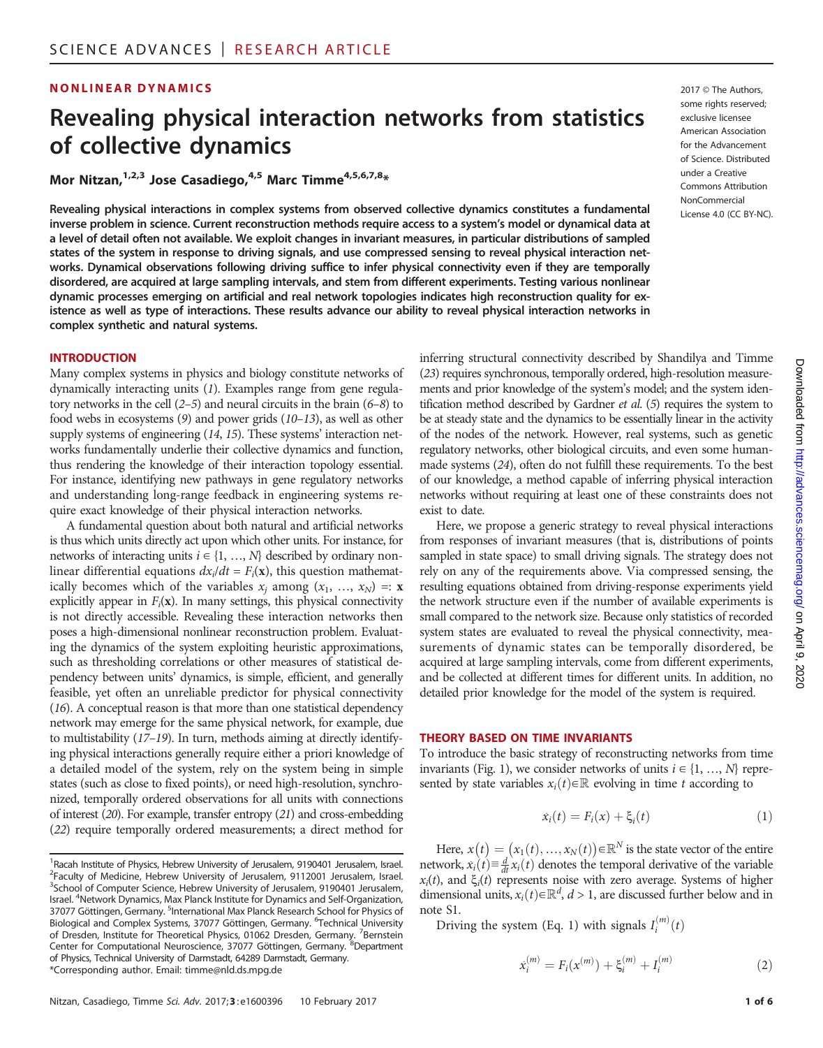NONLINEAR DYNAMICS

# Revealing physical interaction networks from statistics of collective dynamics

**Mor Nitzan,[1,2,3] Jose Casadiego,[4,5] Marc Timme[4,5,6,7,8]***

2017 © The Authors, some rights reserved; exclusive licensee American Association for the Advancement of Science. Distributed under a Creative Commons Attribution NonCommercial License 4.0 (CC BY-NC).

**Revealing physical interactions in complex systems from observed collective dynamics constitutes a fundamental inverse problem in science. Current reconstruction methods require access to a system's model or dynamical data at a level of detail often not available. We exploit changes in invariant measures, in particular distributions of sampled states of the system in response to driving signals, and use compressed sensing to reveal physical interaction networks. Dynamical observations following driving suffice to infer physical connectivity even if they are temporally disordered, are acquired at large sampling intervals, and stem from different experiments. Testing various nonlinear dynamic processes emerging on artificial and real network topologies indicates high reconstruction quality for existence as well as type of interactions. These results advance our ability to reveal physical interaction networks in complex synthetic and natural systems.**

## INTRODUCTION

Many complex systems in physics and biology constitute networks of dynamically interacting units (*1*). Examples range from gene regulatory networks in the cell (*2*–*5*) and neural circuits in the brain (*6*–*8*) to food webs in ecosystems (*9*) and power grids (*10*–*13*), as well as other supply systems of engineering (*14*, *15*). These systems' interaction networks fundamentally underlie their collective dynamics and function, thus rendering the knowledge of their interaction topology essential. For instance, identifying new pathways in gene regulatory networks and understanding long-range feedback in engineering systems require exact knowledge of their physical interaction networks.

A fundamental question about both natural and artificial networks is thus which units directly act upon which other units. For instance, for networks of interacting units $i \in \{1, \ldots, N\}$ described by ordinary nonlinear differential equations $dx_i/dt = F_i(\mathbf{x})$, this question mathematically becomes which of the variables $x_j$ among $(x_1, \ldots, x_N) =: \mathbf{x}$ explicitly appear in $F_i(\mathbf{x})$. In many settings, this physical connectivity is not directly accessible. Revealing these interaction networks then poses a high-dimensional nonlinear reconstruction problem. Evaluating the dynamics of the system exploiting heuristic approximations, such as thresholding correlations or other measures of statistical dependency between units' dynamics, is simple, efficient, and generally feasible, yet often an unreliable predictor for physical connectivity (*16*). A conceptual reason is that more than one statistical dependency network may emerge for the same physical network, for example, due to multistability (*17*–*19*). In turn, methods aiming at directly identifying physical interactions generally require either a priori knowledge of a detailed model of the system, rely on the system being in simple states (such as close to fixed points), or need high-resolution, synchronized, temporally ordered observations for all units with connections of interest (*20*). For example, transfer entropy (*21*) and cross-embedding (*22*) require temporally ordered measurements; a direct method for inferring structural connectivity described by Shandilya and Timme (*23*) requires synchronous, temporally ordered, high-resolution measurements and prior knowledge of the system's model; and the system identification method described by Gardner *et al.* (*5*) requires the system to be at steady state and the dynamics to be essentially linear in the activity of the nodes of the network. However, real systems, such as genetic regulatory networks, other biological circuits, and even some human-made systems (*24*), often do not fulfill these requirements. To the best of our knowledge, a method capable of inferring physical interaction networks without requiring at least one of these constraints does not exist to date.

Here, we propose a generic strategy to reveal physical interactions from responses of invariant measures (that is, distributions of points sampled in state space) to small driving signals. The strategy does not rely on any of the requirements above. Via compressed sensing, the resulting equations obtained from driving-response experiments yield the network structure even if the number of available experiments is small compared to the network size. Because only statistics of recorded system states are evaluated to reveal the physical connectivity, measurements of dynamic states can be temporally disordered, be acquired at large sampling intervals, come from different experiments, and be collected at different times for different units. In addition, no detailed prior knowledge for the model of the system is required.

## THEORY BASED ON TIME INVARIANTS

To introduce the basic strategy of reconstructing networks from time invariants (Fig. 1), we consider networks of units $i \in \{1, \ldots, N\}$ represented by state variables $x_i(t) \in \mathbb{R}$ evolving in time $t$ according to

$$\dot{x}_i(t) = F_i(x) + \xi_i(t) \tag{1}$$

Here, $x(t) = (x_1(t), \ldots, x_N(t)) \in \mathbb{R}^N$ is the state vector of the entire network, $\dot{x}_i(t) \equiv \frac{d}{dt} x_i(t)$ denotes the temporal derivative of the variable $x_i(t)$, and $\xi_i(t)$ represents noise with zero average. Systems of higher dimensional units, $x_i(t) \in \mathbb{R}^d$, $d > 1$, are discussed further below and in note S1.

Driving the system (Eq. 1) with signals $I_i^{(m)}(t)$

$$\dot{x}_i^{(m)} = F_i(x^{(m)}) + \xi_i^{(m)} + I_i^{(m)} \tag{2}$$

[1]Racah Institute of Physics, Hebrew University of Jerusalem, 9190401 Jerusalem, Israel. [2]Faculty of Medicine, Hebrew University of Jerusalem, 9112001 Jerusalem, Israel. [3]School of Computer Science, Hebrew University of Jerusalem, 9190401 Jerusalem, Israel. [4]Network Dynamics, Max Planck Institute for Dynamics and Self-Organization, 37077 Göttingen, Germany. [5]International Max Planck Research School for Physics of Biological and Complex Systems, 37077 Göttingen, Germany. [6]Technical University of Dresden, Institute for Theoretical Physics, 01062 Dresden, Germany. [7]Bernstein Center for Computational Neuroscience, 37077 Göttingen, Germany. [8]Department of Physics, Technical University of Darmstadt, 64289 Darmstadt, Germany.
*Corresponding author. Email: timme@nld.ds.mpg.de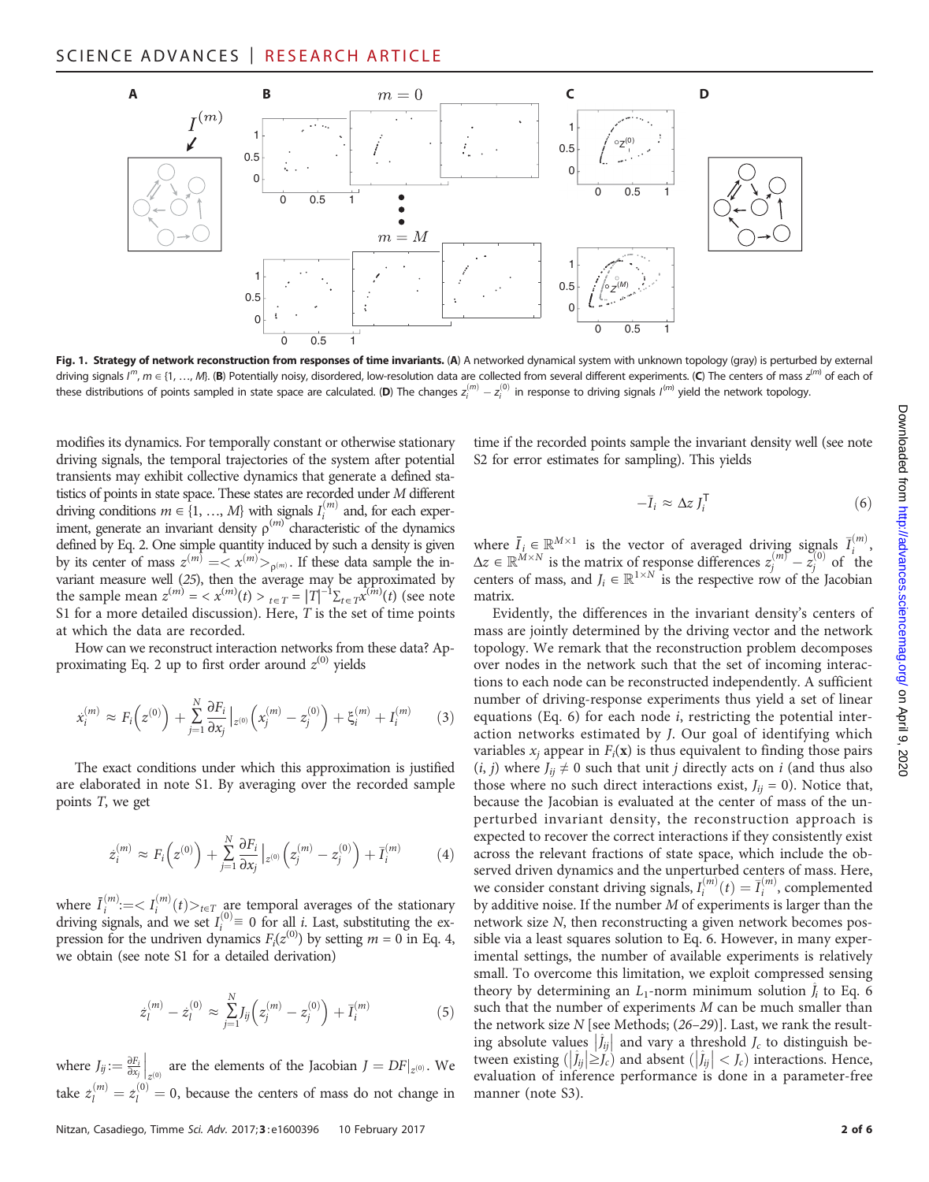**Fig. 1. Strategy of network reconstruction from responses of time invariants.** (**A**) A networked dynamical system with unknown topology (gray) is perturbed by external driving signals $I^{m}$, $m \in \{1, \ldots, M\}$. (**B**) Potentially noisy, disordered, low-resolution data are collected from several different experiments. (**C**) The centers of mass $z^{(m)}$ of each of these distributions of points sampled in state space are calculated. (**D**) The changes $z_i^{(m)} - z_i^{(0)}$ in response to driving signals $I^{(m)}$ yield the network topology.

modifies its dynamics. For temporally constant or otherwise stationary driving signals, the temporal trajectories of the system after potential transients may exhibit collective dynamics that generate a defined statistics of points in state space. These states are recorded under $M$ different driving conditions $m \in \{1, \ldots, M\}$ with signals $I_i^{(m)}$ and, for each experiment, generate an invariant density $\rho^{(m)}$ characteristic of the dynamics defined by Eq. 2. One simple quantity induced by such a density is given by its center of mass $z^{(m)} = \langle x^{(m)} \rangle_{\rho^{(m)}}$. If these data sample the invariant measure well (25), then the average may be approximated by the sample mean $z^{(m)} = \langle x^{(m)}(t) \rangle_{t \in T} = |T|^{-1} \sum_{t \in T} x^{(m)}(t)$ (see note S1 for a more detailed discussion). Here, $T$ is the set of time points at which the data are recorded.

How can we reconstruct interaction networks from these data? Approximating Eq. 2 up to first order around $z^{(0)}$ yields

$$\dot{x}_i^{(m)} \approx F_i\left(z^{(0)}\right) + \sum_{j=1}^{N} \frac{\partial F_i}{\partial x_j}\Big|_{z^{(0)}} \left(x_j^{(m)} - z_j^{(0)}\right) + \xi_i^{(m)} + I_i^{(m)} \tag{3}$$

The exact conditions under which this approximation is justified are elaborated in note S1. By averaging over the recorded sample points $T$, we get

$$\dot{z}_i^{(m)} \approx F_i\left(z^{(0)}\right) + \sum_{j=1}^{N} \frac{\partial F_i}{\partial x_j}\Big|_{z^{(0)}} \left(z_j^{(m)} - z_j^{(0)}\right) + \bar{I}_i^{(m)} \tag{4}$$

where $\bar{I}_i^{(m)} := \langle I_i^{(m)}(t) \rangle_{t \in T}$ are temporal averages of the stationary driving signals, and we set $I_i^{(0)} \equiv 0$ for all $i$. Last, substituting the expression for the undriven dynamics $F_i(z^{(0)})$ by setting $m = 0$ in Eq. 4, we obtain (see note S1 for a detailed derivation)

$$\dot{z}_l^{(m)} - \dot{z}_l^{(0)} \approx \sum_{j=1}^{N} J_{ij}\left(z_j^{(m)} - z_j^{(0)}\right) + \bar{I}_i^{(m)} \tag{5}$$

where $J_{ij} := \frac{\partial F_i}{\partial x_j}\Big|_{z^{(0)}}$ are the elements of the Jacobian $J = DF|_{z^{(0)}}$. We take $\dot{z}_l^{(m)} = \dot{z}_l^{(0)} = 0$, because the centers of mass do not change in time if the recorded points sample the invariant density well (see note S2 for error estimates for sampling). This yields

$$-\bar{I}_i \approx \Delta z \, J_i^{\mathsf{T}} \tag{6}$$

where $\bar{I}_i \in \mathbb{R}^{M \times 1}$ is the vector of averaged driving signals $\bar{I}_i^{(m)}$, $\Delta z \in \mathbb{R}^{M \times N}$ is the matrix of response differences $z_j^{(m)} - z_j^{(0)}$ of the centers of mass, and $J_i \in \mathbb{R}^{1 \times N}$ is the respective row of the Jacobian matrix.

Evidently, the differences in the invariant density's centers of mass are jointly determined by the driving vector and the network topology. We remark that the reconstruction problem decomposes over nodes in the network such that the set of incoming interactions to each node can be reconstructed independently. A sufficient number of driving-response experiments thus yield a set of linear equations (Eq. 6) for each node $i$, restricting the potential interaction networks estimated by $J$. Our goal of identifying which variables $x_j$ appear in $F_i(\mathbf{x})$ is thus equivalent to finding those pairs $(i, j)$ where $J_{ij} \neq 0$ such that unit $j$ directly acts on $i$ (and thus also those where no such direct interactions exist, $J_{ij} = 0$). Notice that, because the Jacobian is evaluated at the center of mass of the unperturbed invariant density, the reconstruction approach is expected to recover the correct interactions if they consistently exist across the relevant fractions of state space, which include the observed driven dynamics and the unperturbed centers of mass. Here, we consider constant driving signals, $I_i^{(m)}(t) = \bar{I}_i^{(m)}$, complemented by additive noise. If the number $M$ of experiments is larger than the network size $N$, then reconstructing a given network becomes possible via a least squares solution to Eq. 6. However, in many experimental settings, the number of available experiments is relatively small. To overcome this limitation, we exploit compressed sensing theory by determining an $L_1$-norm minimum solution $\hat{J}_i$ to Eq. 6 such that the number of experiments $M$ can be much smaller than the network size $N$ [see Methods; (26–29)]. Last, we rank the resulting absolute values $|\hat{J}_{ij}|$ and vary a threshold $J_c$ to distinguish between existing ($|\hat{J}_{ij}| \geq J_c$) and absent ($|\hat{J}_{ij}| < J_c$) interactions. Hence, evaluation of inference performance is done in a parameter-free manner (note S3).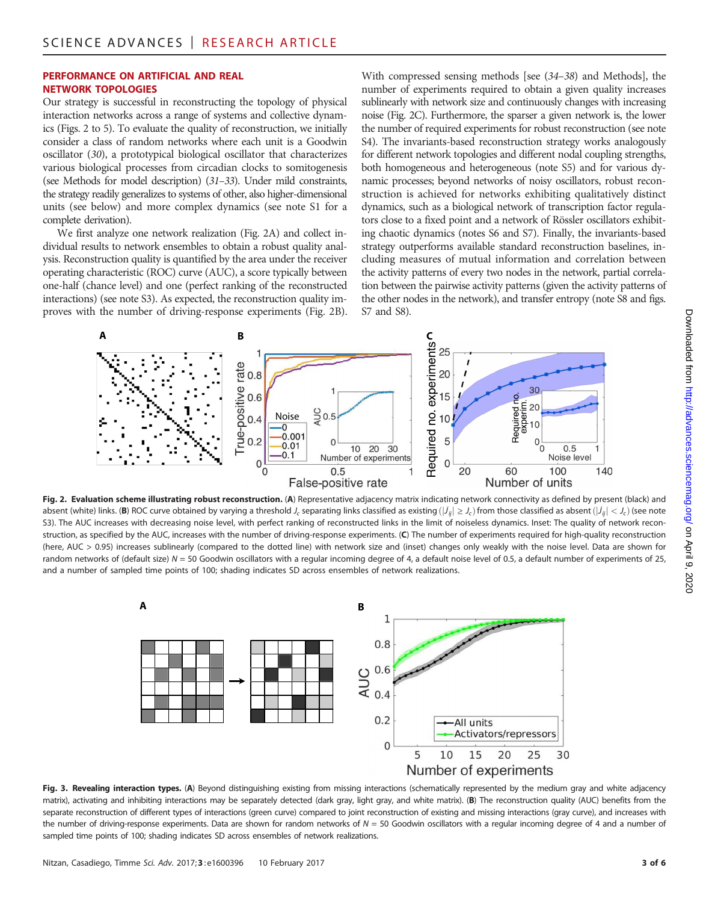## PERFORMANCE ON ARTIFICIAL AND REAL NETWORK TOPOLOGIES

Our strategy is successful in reconstructing the topology of physical interaction networks across a range of systems and collective dynamics (Figs. 2 to 5). To evaluate the quality of reconstruction, we initially consider a class of random networks where each unit is a Goodwin oscillator (*30*), a prototypical biological oscillator that characterizes various biological processes from circadian clocks to somitogenesis (see Methods for model description) (*31–33*). Under mild constraints, the strategy readily generalizes to systems of other, also higher-dimensional units (see below) and more complex dynamics (see note S1 for a complete derivation).

We first analyze one network realization (Fig. 2A) and collect individual results to network ensembles to obtain a robust quality analysis. Reconstruction quality is quantified by the area under the receiver operating characteristic (ROC) curve (AUC), a score typically between one-half (chance level) and one (perfect ranking of the reconstructed interactions) (see note S3). As expected, the reconstruction quality improves with the number of driving-response experiments (Fig. 2B). With compressed sensing methods [see (*34–38*) and Methods], the number of experiments required to obtain a given quality increases sublinearly with network size and continuously changes with increasing noise (Fig. 2C). Furthermore, the sparser a given network is, the lower the number of required experiments for robust reconstruction (see note S4). The invariants-based reconstruction strategy works analogously for different network topologies and different nodal coupling strengths, both homogeneous and heterogeneous (note S5) and for various dynamic processes; beyond networks of noisy oscillators, robust reconstruction is achieved for networks exhibiting qualitatively distinct dynamics, such as a biological network of transcription factor regulators close to a fixed point and a network of Rössler oscillators exhibiting chaotic dynamics (notes S6 and S7). Finally, the invariants-based strategy outperforms available standard reconstruction baselines, including measures of mutual information and correlation between the activity patterns of every two nodes in the network, partial correlation between the pairwise activity patterns (given the activity patterns of the other nodes in the network), and transfer entropy (note S8 and figs. S7 and S8).

**Fig. 2. Evaluation scheme illustrating robust reconstruction.** (**A**) Representative adjacency matrix indicating network connectivity as defined by present (black) and absent (white) links. (**B**) ROC curve obtained by varying a threshold $J_c$ separating links classified as existing ($|J_{ij}| \geq J_c$) from those classified as absent ($|J_{ij}| < J_c$) (see note S3). The AUC increases with decreasing noise level, with perfect ranking of reconstructed links in the limit of noiseless dynamics. Inset: The quality of network reconstruction, as specified by the AUC, increases with the number of driving-response experiments. (**C**) The number of experiments required for high-quality reconstruction (here, AUC > 0.95) increases sublinearly (compared to the dotted line) with network size and (inset) changes only weakly with the noise level. Data are shown for random networks of (default size) $N$ = 50 Goodwin oscillators with a regular incoming degree of 4, a default noise level of 0.5, a default number of experiments of 25, and a number of sampled time points of 100; shading indicates SD across ensembles of network realizations.

**Fig. 3. Revealing interaction types.** (**A**) Beyond distinguishing existing from missing interactions (schematically represented by the medium gray and white adjacency matrix), activating and inhibiting interactions may be separately detected (dark gray, light gray, and white matrix). (**B**) The reconstruction quality (AUC) benefits from the separate reconstruction of different types of interactions (green curve) compared to joint reconstruction of existing and missing interactions (gray curve), and increases with the number of driving-response experiments. Data are shown for random networks of $N$ = 50 Goodwin oscillators with a regular incoming degree of 4 and a number of sampled time points of 100; shading indicates SD across ensembles of network realizations.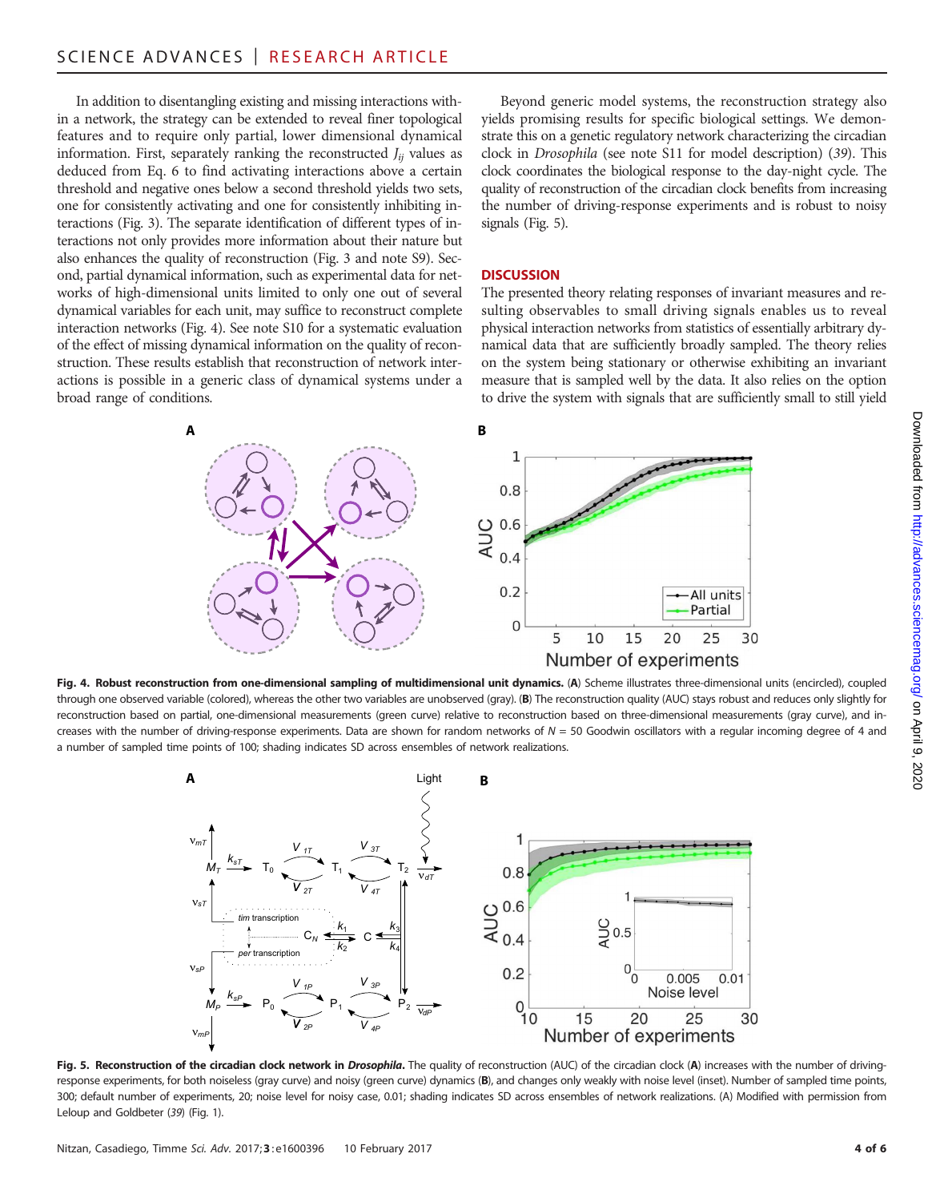In addition to disentangling existing and missing interactions within a network, the strategy can be extended to reveal finer topological features and to require only partial, lower dimensional dynamical information. First, separately ranking the reconstructed $J_{ij}$ values as deduced from Eq. 6 to find activating interactions above a certain threshold and negative ones below a second threshold yields two sets, one for consistently activating and one for consistently inhibiting interactions (Fig. 3). The separate identification of different types of interactions not only provides more information about their nature but also enhances the quality of reconstruction (Fig. 3 and note S9). Second, partial dynamical information, such as experimental data for networks of high-dimensional units limited to only one out of several dynamical variables for each unit, may suffice to reconstruct complete interaction networks (Fig. 4). See note S10 for a systematic evaluation of the effect of missing dynamical information on the quality of reconstruction. These results establish that reconstruction of network interactions is possible in a generic class of dynamical systems under a broad range of conditions.

Beyond generic model systems, the reconstruction strategy also yields promising results for specific biological settings. We demonstrate this on a genetic regulatory network characterizing the circadian clock in *Drosophila* (see note S11 for model description) (39). This clock coordinates the biological response to the day-night cycle. The quality of reconstruction of the circadian clock benefits from increasing the number of driving-response experiments and is robust to noisy signals (Fig. 5).

## DISCUSSION

The presented theory relating responses of invariant measures and resulting observables to small driving signals enables us to reveal physical interaction networks from statistics of essentially arbitrary dynamical data that are sufficiently broadly sampled. The theory relies on the system being stationary or otherwise exhibiting an invariant measure that is sampled well by the data. It also relies on the option to drive the system with signals that are sufficiently small to still yield

**Fig. 4. Robust reconstruction from one-dimensional sampling of multidimensional unit dynamics.** (**A**) Scheme illustrates three-dimensional units (encircled), coupled through one observed variable (colored), whereas the other two variables are unobserved (gray). (**B**) The reconstruction quality (AUC) stays robust and reduces only slightly for reconstruction based on partial, one-dimensional measurements (green curve) relative to reconstruction based on three-dimensional measurements (gray curve), and increases with the number of driving-response experiments. Data are shown for random networks of $N = 50$ Goodwin oscillators with a regular incoming degree of 4 and a number of sampled time points of 100; shading indicates SD across ensembles of network realizations.

**Fig. 5. Reconstruction of the circadian clock network in *Drosophila*.** The quality of reconstruction (AUC) of the circadian clock (**A**) increases with the number of driving-response experiments, for both noiseless (gray curve) and noisy (green curve) dynamics (**B**), and changes only weakly with noise level (inset). Number of sampled time points, 300; default number of experiments, 20; noise level for noisy case, 0.01; shading indicates SD across ensembles of network realizations. (A) Modified with permission from Leloup and Goldbeter (39) (Fig. 1).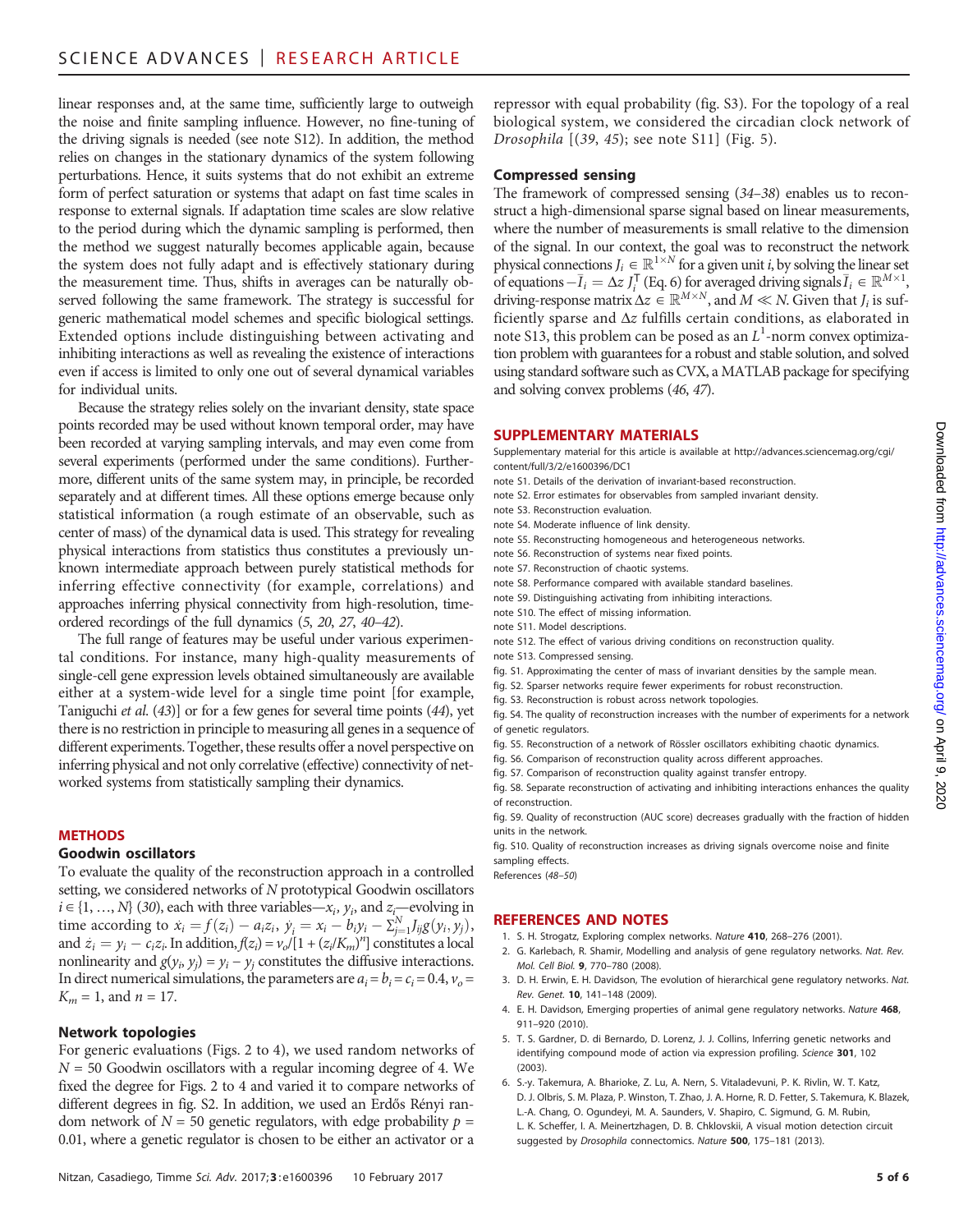linear responses and, at the same time, sufficiently large to outweigh the noise and finite sampling influence. However, no fine-tuning of the driving signals is needed (see note S12). In addition, the method relies on changes in the stationary dynamics of the system following perturbations. Hence, it suits systems that do not exhibit an extreme form of perfect saturation or systems that adapt on fast time scales in response to external signals. If adaptation time scales are slow relative to the period during which the dynamic sampling is performed, then the method we suggest naturally becomes applicable again, because the system does not fully adapt and is effectively stationary during the measurement time. Thus, shifts in averages can be naturally observed following the same framework. The strategy is successful for generic mathematical model schemes and specific biological settings. Extended options include distinguishing between activating and inhibiting interactions as well as revealing the existence of interactions even if access is limited to only one out of several dynamical variables for individual units.

Because the strategy relies solely on the invariant density, state space points recorded may be used without known temporal order, may have been recorded at varying sampling intervals, and may even come from several experiments (performed under the same conditions). Furthermore, different units of the same system may, in principle, be recorded separately and at different times. All these options emerge because only statistical information (a rough estimate of an observable, such as center of mass) of the dynamical data is used. This strategy for revealing physical interactions from statistics thus constitutes a previously unknown intermediate approach between purely statistical methods for inferring effective connectivity (for example, correlations) and approaches inferring physical connectivity from high-resolution, time-ordered recordings of the full dynamics (*5*, *20*, *27*, *40*–*42*).

The full range of features may be useful under various experimental conditions. For instance, many high-quality measurements of single-cell gene expression levels obtained simultaneously are available either at a system-wide level for a single time point [for example, Taniguchi *et al*. (*43*)] or for a few genes for several time points (*44*), yet there is no restriction in principle to measuring all genes in a sequence of different experiments. Together, these results offer a novel perspective on inferring physical and not only correlative (effective) connectivity of networked systems from statistically sampling their dynamics.

## METHODS

### Goodwin oscillators

To evaluate the quality of the reconstruction approach in a controlled setting, we considered networks of $N$ prototypical Goodwin oscillators $i \in \{1, \ldots, N\}$ (*30*), each with three variables—$x_i$, $y_i$, and $z_i$—evolving in time according to $\dot{x}_i = f(z_i) - a_i z_i$, $\dot{y}_i = x_i - b_i y_i - \sum_{j=1}^{N} J_{ij} g(y_i, y_j)$, and $\dot{z}_i = y_i - c_i z_i$. In addition, $f(z_i) = v_o/[1 + (z_i/K_m)^n]$ constitutes a local nonlinearity and $g(y_i, y_j) = y_i - y_j$ constitutes the diffusive interactions. In direct numerical simulations, the parameters are $a_i = b_i = c_i = 0.4$, $v_o = K_m = 1$, and $n = 17$.

### Network topologies

For generic evaluations (Figs. 2 to 4), we used random networks of $N = 50$ Goodwin oscillators with a regular incoming degree of 4. We fixed the degree for Figs. 2 to 4 and varied it to compare networks of different degrees in fig. S2. In addition, we used an Erdős Rényi random network of $N = 50$ genetic regulators, with edge probability $p = 0.01$, where a genetic regulator is chosen to be either an activator or a repressor with equal probability (fig. S3). For the topology of a real biological system, we considered the circadian clock network of *Drosophila* [(*39*, *45*); see note S11] (Fig. 5).

### Compressed sensing

The framework of compressed sensing (*34*–*38*) enables us to reconstruct a high-dimensional sparse signal based on linear measurements, where the number of measurements is small relative to the dimension of the signal. In our context, the goal was to reconstruct the network physical connections $J_i \in \mathbb{R}^{1\times N}$ for a given unit $i$, by solving the linear set of equations $-\bar{I}_i = \Delta z\, J_i^{\mathsf{T}}$ (Eq. 6) for averaged driving signals $\bar{I}_i \in \mathbb{R}^{M\times 1}$, driving-response matrix $\Delta z \in \mathbb{R}^{M\times N}$, and $M \ll N$. Given that $J_i$ is sufficiently sparse and $\Delta z$ fulfills certain conditions, as elaborated in note S13, this problem can be posed as an $L^1$-norm convex optimization problem with guarantees for a robust and stable solution, and solved using standard software such as CVX, a MATLAB package for specifying and solving convex problems (*46*, *47*).

## SUPPLEMENTARY MATERIALS

Supplementary material for this article is available at http://advances.sciencemag.org/cgi/content/full/3/2/e1600396/DC1

note S1. Details of the derivation of invariant-based reconstruction.
note S2. Error estimates for observables from sampled invariant density.
note S3. Reconstruction evaluation.
note S4. Moderate influence of link density.
note S5. Reconstructing homogeneous and heterogeneous networks.
note S6. Reconstruction of systems near fixed points.
note S7. Reconstruction of chaotic systems.
note S8. Performance compared with available standard baselines.
note S9. Distinguishing activating from inhibiting interactions.
note S10. The effect of missing information.
note S11. Model descriptions.
note S12. The effect of various driving conditions on reconstruction quality.
note S13. Compressed sensing.
fig. S1. Approximating the center of mass of invariant densities by the sample mean.
fig. S2. Sparser networks require fewer experiments for robust reconstruction.
fig. S3. Reconstruction is robust across network topologies.
fig. S4. The quality of reconstruction increases with the number of experiments for a network of genetic regulators.
fig. S5. Reconstruction of a network of Rössler oscillators exhibiting chaotic dynamics.
fig. S6. Comparison of reconstruction quality across different approaches.
fig. S7. Comparison of reconstruction quality against transfer entropy.
fig. S8. Separate reconstruction of activating and inhibiting interactions enhances the quality of reconstruction.
fig. S9. Quality of reconstruction (AUC score) decreases gradually with the fraction of hidden units in the network.
fig. S10. Quality of reconstruction increases as driving signals overcome noise and finite sampling effects.
References (*48*–*50*)

## REFERENCES AND NOTES

1. S. H. Strogatz, Exploring complex networks. *Nature* **410**, 268–276 (2001).
2. G. Karlebach, R. Shamir, Modelling and analysis of gene regulatory networks. *Nat. Rev. Mol. Cell Biol.* **9**, 770–780 (2008).
3. D. H. Erwin, E. H. Davidson, The evolution of hierarchical gene regulatory networks. *Nat. Rev. Genet.* **10**, 141–148 (2009).
4. E. H. Davidson, Emerging properties of animal gene regulatory networks. *Nature* **468**, 911–920 (2010).
5. T. S. Gardner, D. di Bernardo, D. Lorenz, J. J. Collins, Inferring genetic networks and identifying compound mode of action via expression profiling. *Science* **301**, 102 (2003).
6. S.-y. Takemura, A. Bharioke, Z. Lu, A. Nern, S. Vitaladevuni, P. K. Rivlin, W. T. Katz, D. J. Olbris, S. M. Plaza, P. Winston, T. Zhao, J. A. Horne, R. D. Fetter, S. Takemura, K. Blazek, L.-A. Chang, O. Ogundeyi, M. A. Saunders, V. Shapiro, C. Sigmund, G. M. Rubin, L. K. Scheffer, I. A. Meinertzhagen, D. B. Chklovskii, A visual motion detection circuit suggested by *Drosophila* connectomics. *Nature* **500**, 175–181 (2013).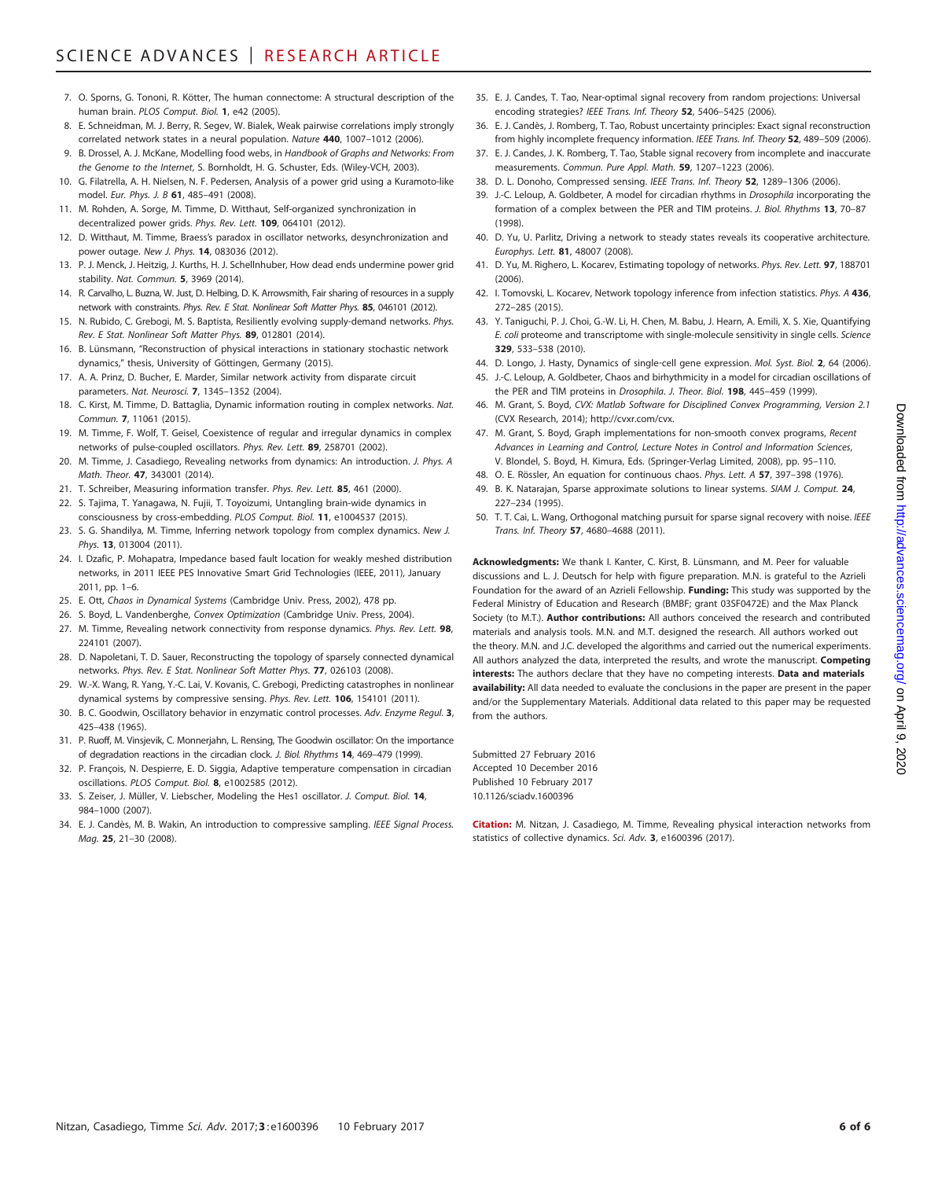7. O. Sporns, G. Tononi, R. Kötter, The human connectome: A structural description of the human brain. *PLOS Comput. Biol.* **1**, e42 (2005).
8. E. Schneidman, M. J. Berry, R. Segev, W. Bialek, Weak pairwise correlations imply strongly correlated network states in a neural population. *Nature* **440**, 1007–1012 (2006).
9. B. Drossel, A. J. McKane, Modelling food webs, in *Handbook of Graphs and Networks: From the Genome to the Internet*, S. Bornholdt, H. G. Schuster, Eds. (Wiley-VCH, 2003).
10. G. Filatrella, A. H. Nielsen, N. F. Pedersen, Analysis of a power grid using a Kuramoto-like model. *Eur. Phys. J. B* **61**, 485–491 (2008).
11. M. Rohden, A. Sorge, M. Timme, D. Witthaut, Self-organized synchronization in decentralized power grids. *Phys. Rev. Lett.* **109**, 064101 (2012).
12. D. Witthaut, M. Timme, Braess's paradox in oscillator networks, desynchronization and power outage. *New J. Phys.* **14**, 083036 (2012).
13. P. J. Menck, J. Heitzig, J. Kurths, H. J. Schellnhuber, How dead ends undermine power grid stability. *Nat. Commun.* **5**, 3969 (2014).
14. R. Carvalho, L. Buzna, W. Just, D. Helbing, D. K. Arrowsmith, Fair sharing of resources in a supply network with constraints. *Phys. Rev. E Stat. Nonlinear Soft Matter Phys.* **85**, 046101 (2012).
15. N. Rubido, C. Grebogi, M. S. Baptista, Resiliently evolving supply-demand networks. *Phys. Rev. E Stat. Nonlinear Soft Matter Phys.* **89**, 012801 (2014).
16. B. Lünsmann, "Reconstruction of physical interactions in stationary stochastic network dynamics," thesis, University of Göttingen, Germany (2015).
17. A. A. Prinz, D. Bucher, E. Marder, Similar network activity from disparate circuit parameters. *Nat. Neurosci.* **7**, 1345–1352 (2004).
18. C. Kirst, M. Timme, D. Battaglia, Dynamic information routing in complex networks. *Nat. Commun.* **7**, 11061 (2015).
19. M. Timme, F. Wolf, T. Geisel, Coexistence of regular and irregular dynamics in complex networks of pulse-coupled oscillators. *Phys. Rev. Lett.* **89**, 258701 (2002).
20. M. Timme, J. Casadiego, Revealing networks from dynamics: An introduction. *J. Phys. A Math. Theor.* **47**, 343001 (2014).
21. T. Schreiber, Measuring information transfer. *Phys. Rev. Lett.* **85**, 461 (2000).
22. S. Tajima, T. Yanagawa, N. Fujii, T. Toyoizumi, Untangling brain-wide dynamics in consciousness by cross-embedding. *PLOS Comput. Biol.* **11**, e1004537 (2015).
23. S. G. Shandilya, M. Timme, Inferring network topology from complex dynamics. *New J. Phys.* **13**, 013004 (2011).
24. I. Dzafic, P. Mohapatra, Impedance based fault location for weakly meshed distribution networks, in 2011 IEEE PES Innovative Smart Grid Technologies (IEEE, 2011), January 2011, pp. 1–6.
25. E. Ott, *Chaos in Dynamical Systems* (Cambridge Univ. Press, 2002), 478 pp.
26. S. Boyd, L. Vandenberghe, *Convex Optimization* (Cambridge Univ. Press, 2004).
27. M. Timme, Revealing network connectivity from response dynamics. *Phys. Rev. Lett.* **98**, 224101 (2007).
28. D. Napoletani, T. D. Sauer, Reconstructing the topology of sparsely connected dynamical networks. *Phys. Rev. E Stat. Nonlinear Soft Matter Phys.* **77**, 026103 (2008).
29. W.-X. Wang, R. Yang, Y.-C. Lai, V. Kovanis, C. Grebogi, Predicting catastrophes in nonlinear dynamical systems by compressive sensing. *Phys. Rev. Lett.* **106**, 154101 (2011).
30. B. C. Goodwin, Oscillatory behavior in enzymatic control processes. *Adv. Enzyme Regul.* **3**, 425–438 (1965).
31. P. Ruoff, M. Vinsjevik, C. Monnerjahn, L. Rensing, The Goodwin oscillator: On the importance of degradation reactions in the circadian clock. *J. Biol. Rhythms* **14**, 469–479 (1999).
32. P. François, N. Despierre, E. D. Siggia, Adaptive temperature compensation in circadian oscillations. *PLOS Comput. Biol.* **8**, e1002585 (2012).
33. S. Zeiser, J. Müller, V. Liebscher, Modeling the Hes1 oscillator. *J. Comput. Biol.* **14**, 984–1000 (2007).
34. E. J. Candès, M. B. Wakin, An introduction to compressive sampling. *IEEE Signal Process. Mag.* **25**, 21–30 (2008).
35. E. J. Candes, T. Tao, Near-optimal signal recovery from random projections: Universal encoding strategies? *IEEE Trans. Inf. Theory* **52**, 5406–5425 (2006).
36. E. J. Candès, J. Romberg, T. Tao, Robust uncertainty principles: Exact signal reconstruction from highly incomplete frequency information. *IEEE Trans. Inf. Theory* **52**, 489–509 (2006).
37. E. J. Candes, J. K. Romberg, T. Tao, Stable signal recovery from incomplete and inaccurate measurements. *Commun. Pure Appl. Math.* **59**, 1207–1223 (2006).
38. D. L. Donoho, Compressed sensing. *IEEE Trans. Inf. Theory* **52**, 1289–1306 (2006).
39. J.-C. Leloup, A. Goldbeter, A model for circadian rhythms in *Drosophila* incorporating the formation of a complex between the PER and TIM proteins. *J. Biol. Rhythms* **13**, 70–87 (1998).
40. D. Yu, U. Parlitz, Driving a network to steady states reveals its cooperative architecture. *Europhys. Lett.* **81**, 48007 (2008).
41. D. Yu, M. Righero, L. Kocarev, Estimating topology of networks. *Phys. Rev. Lett.* **97**, 188701 (2006).
42. I. Tomovski, L. Kocarev, Network topology inference from infection statistics. *Phys. A* **436**, 272–285 (2015).
43. Y. Taniguchi, P. J. Choi, G.-W. Li, H. Chen, M. Babu, J. Hearn, A. Emili, X. S. Xie, Quantifying *E. coli* proteome and transcriptome with single-molecule sensitivity in single cells. *Science* **329**, 533–538 (2010).
44. D. Longo, J. Hasty, Dynamics of single-cell gene expression. *Mol. Syst. Biol.* **2**, 64 (2006).
45. J.-C. Leloup, A. Goldbeter, Chaos and birhythmicity in a model for circadian oscillations of the PER and TIM proteins in *Drosophila*. *J. Theor. Biol.* **198**, 445–459 (1999).
46. M. Grant, S. Boyd, *CVX: Matlab Software for Disciplined Convex Programming, Version 2.1* (CVX Research, 2014); http://cvxr.com/cvx.
47. M. Grant, S. Boyd, Graph implementations for non-smooth convex programs, *Recent Advances in Learning and Control, Lecture Notes in Control and Information Sciences*, V. Blondel, S. Boyd, H. Kimura, Eds. (Springer-Verlag Limited, 2008), pp. 95–110.
48. O. E. Rössler, An equation for continuous chaos. *Phys. Lett. A* **57**, 397–398 (1976).
49. B. K. Natarajan, Sparse approximate solutions to linear systems. *SIAM J. Comput.* **24**, 227–234 (1995).
50. T. T. Cai, L. Wang, Orthogonal matching pursuit for sparse signal recovery with noise. *IEEE Trans. Inf. Theory* **57**, 4680–4688 (2011).

**Acknowledgments:** We thank I. Kanter, C. Kirst, B. Lünsmann, and M. Peer for valuable discussions and L. J. Deutsch for help with figure preparation. M.N. is grateful to the Azrieli Foundation for the award of an Azrieli Fellowship. **Funding:** This study was supported by the Federal Ministry of Education and Research (BMBF; grant 03SF0472E) and the Max Planck Society (to M.T.). **Author contributions:** All authors conceived the research and contributed materials and analysis tools. M.N. and M.T. designed the research. All authors worked out the theory. M.N. and J.C. developed the algorithms and carried out the numerical experiments. All authors analyzed the data, interpreted the results, and wrote the manuscript. **Competing interests:** The authors declare that they have no competing interests. **Data and materials availability:** All data needed to evaluate the conclusions in the paper are present in the paper and/or the Supplementary Materials. Additional data related to this paper may be requested from the authors.

Submitted 27 February 2016
Accepted 10 December 2016
Published 10 February 2017
10.1126/sciadv.1600396

**Citation:** M. Nitzan, J. Casadiego, M. Timme, Revealing physical interaction networks from statistics of collective dynamics. *Sci. Adv.* **3**, e1600396 (2017).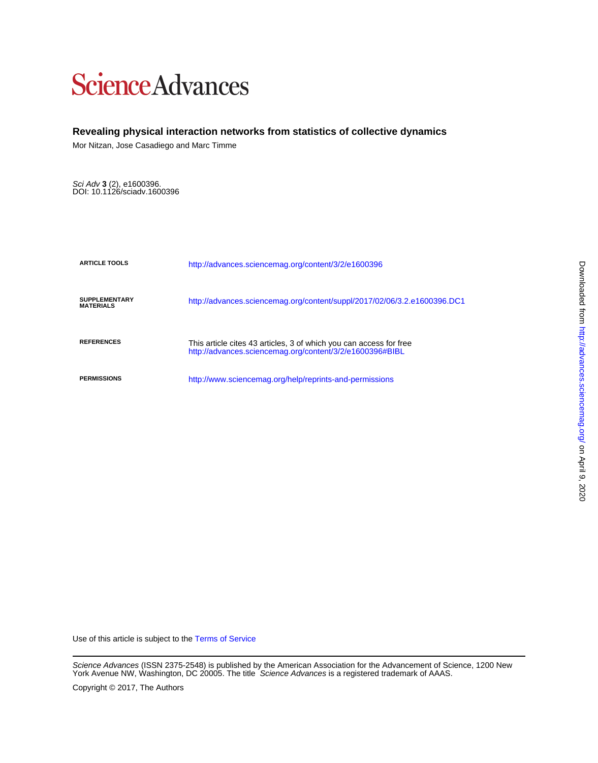# Science Advances

## Revealing physical interaction networks from statistics of collective dynamics

Mor Nitzan, Jose Casadiego and Marc Timme

*Sci Adv* **3** (2), e1600396.
DOI: 10.1126/sciadv.1600396

| | |
|---|---|
| **ARTICLE TOOLS** | http://advances.sciencemag.org/content/3/2/e1600396 |
| **SUPPLEMENTARY MATERIALS** | http://advances.sciencemag.org/content/suppl/2017/02/06/3.2.e1600396.DC1 |
| **REFERENCES** | This article cites 43 articles, 3 of which you can access for free http://advances.sciencemag.org/content/3/2/e1600396#BIBL |
| **PERMISSIONS** | http://www.sciencemag.org/help/reprints-and-permissions |

Use of this article is subject to the Terms of Service

*Science Advances* (ISSN 2375-2548) is published by the American Association for the Advancement of Science, 1200 New York Avenue NW, Washington, DC 20005. The title *Science Advances* is a registered trademark of AAAS.

Copyright © 2017, The Authors

Downloaded from http://advances.sciencemag.org/ on April 9, 2020